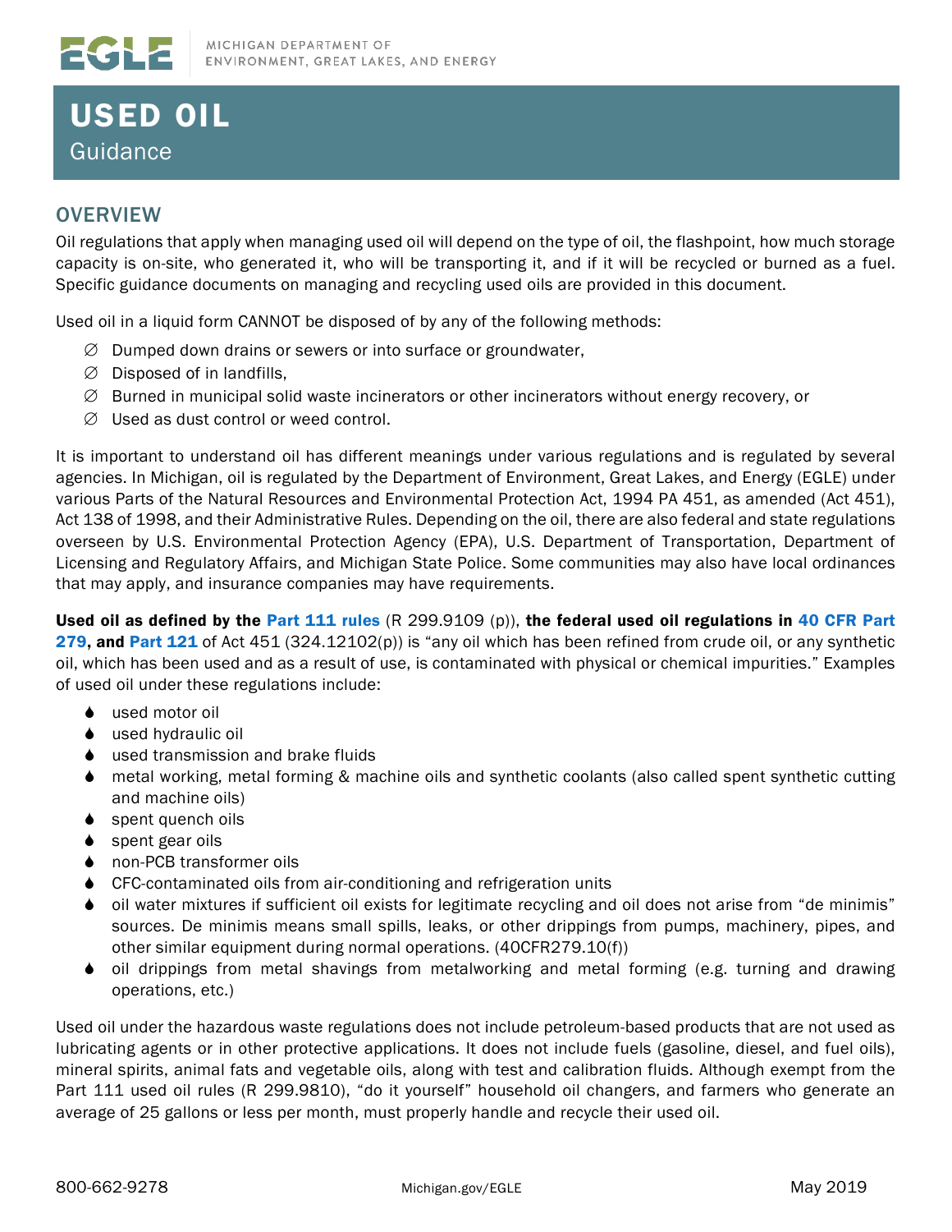EGLE MICHIGAN DEPARTMENT OF ENVIRONMENT, GREAT LAKES, AND ENERGY

# USED OIL

Guidance

## OVERVIEW

Oil regulations that apply when managing used oil will depend on the type of oil, the flashpoint, how much storage capacity is on-site, who generated it, who will be transporting it, and if it will be recycled or burned as a fuel. Specific guidance documents on managing and recycling used oils are provided in this document.

Used oil in a liquid form CANNOT be disposed of by any of the following methods:

- ∅ Dumped down drains or sewers or into surface or groundwater,
- ∅ Disposed of in landfills,
- ∅ Burned in municipal solid waste incinerators or other incinerators without energy recovery, or
- ∅ Used as dust control or weed control.

It is important to understand oil has different meanings under various regulations and is regulated by several agencies. In Michigan, oil is regulated by the Department of Environment, Great Lakes, and Energy (EGLE) under various Parts of the Natural Resources and Environmental Protection Act, 1994 PA 451, as amended (Act 451), Act 138 of 1998, and their Administrative Rules. Depending on the oil, there are also federal and state regulations overseen by U.S. Environmental Protection Agency (EPA), U.S. Department of Transportation, Department of Licensing and Regulatory Affairs, and Michigan State Police. Some communities may also have local ordinances that may apply, and insurance companies may have requirements.

**Used oil as defined by the Part 111 rules** (R 299.9109 (p)), **the federal used oil regulations in 40 CFR Part 279, and Part 121** of Act 451 (324.12102(p)) is "any oil which has been refined from crude oil, or any synthetic oil, which has been used and as a result of use, is contaminated with physical or chemical impurities." Examples of used oil under these regulations include:

- used motor oil
- used hydraulic oil
- used transmission and brake fluids
- metal working, metal forming & machine oils and synthetic coolants (also called spent synthetic cutting and machine oils)
- spent quench oils
- spent gear oils
- non-PCB transformer oils
- CFC-contaminated oils from air-conditioning and refrigeration units
- oil water mixtures if sufficient oil exists for legitimate recycling and oil does not arise from "de minimis" sources. De minimis means small spills, leaks, or other drippings from pumps, machinery, pipes, and other similar equipment during normal operations. (40CFR279.10(f))
- oil drippings from metal shavings from metalworking and metal forming (e.g. turning and drawing operations, etc.)

Used oil under the hazardous waste regulations does not include petroleum-based products that are not used as lubricating agents or in other protective applications. It does not include fuels (gasoline, diesel, and fuel oils), mineral spirits, animal fats and vegetable oils, along with test and calibration fluids. Although exempt from the Part 111 used oil rules (R 299.9810), "do it yourself" household oil changers, and farmers who generate an average of 25 gallons or less per month, must properly handle and recycle their used oil.

800-662-9278 Michigan.gov/EGLE May 2019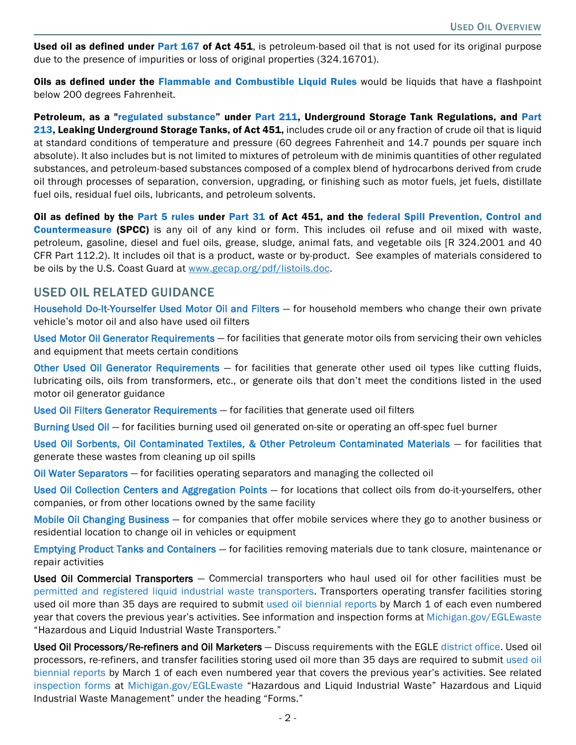**Used oil as defined under Part 167 of Act 451**, is petroleum-based oil that is not used for its original purpose due to the presence of impurities or loss of original properties (324.16701).

**Oils as defined under the Flammable and Combustible Liquid Rules** would be liquids that have a flashpoint below 200 degrees Fahrenheit.

**Petroleum, as a "regulated substance" under Part 211, Underground Storage Tank Regulations, and Part 213, Leaking Underground Storage Tanks, of Act 451,** includes crude oil or any fraction of crude oil that is liquid at standard conditions of temperature and pressure (60 degrees Fahrenheit and 14.7 pounds per square inch absolute). It also includes but is not limited to mixtures of petroleum with de minimis quantities of other regulated substances, and petroleum-based substances composed of a complex blend of hydrocarbons derived from crude oil through processes of separation, conversion, upgrading, or finishing such as motor fuels, jet fuels, distillate fuel oils, residual fuel oils, lubricants, and petroleum solvents.

**Oil as defined by the Part 5 rules under Part 31 of Act 451, and the federal Spill Prevention, Control and Countermeasure (SPCC)** is any oil of any kind or form. This includes oil refuse and oil mixed with waste, petroleum, gasoline, diesel and fuel oils, grease, sludge, animal fats, and vegetable oils [R 324.2001 and 40 CFR Part 112.2). It includes oil that is a product, waste or by-product. See examples of materials considered to be oils by the U.S. Coast Guard at www.gecap.org/pdf/listoils.doc.

## USED OIL RELATED GUIDANCE

Household Do-It-Yourselfer Used Motor Oil and Filters – for household members who change their own private vehicle's motor oil and also have used oil filters

Used Motor Oil Generator Requirements – for facilities that generate motor oils from servicing their own vehicles and equipment that meets certain conditions

Other Used Oil Generator Requirements – for facilities that generate other used oil types like cutting fluids, lubricating oils, oils from transformers, etc., or generate oils that don't meet the conditions listed in the used motor oil generator guidance

Used Oil Filters Generator Requirements – for facilities that generate used oil filters

Burning Used Oil – for facilities burning used oil generated on-site or operating an off-spec fuel burner

Used Oil Sorbents, Oil Contaminated Textiles, & Other Petroleum Contaminated Materials – for facilities that generate these wastes from cleaning up oil spills

Oil Water Separators – for facilities operating separators and managing the collected oil

Used Oil Collection Centers and Aggregation Points – for locations that collect oils from do-it-yourselfers, other companies, or from other locations owned by the same facility

Mobile Oil Changing Business – for companies that offer mobile services where they go to another business or residential location to change oil in vehicles or equipment

Emptying Product Tanks and Containers – for facilities removing materials due to tank closure, maintenance or repair activities

Used Oil Commercial Transporters – Commercial transporters who haul used oil for other facilities must be permitted and registered liquid industrial waste transporters. Transporters operating transfer facilities storing used oil more than 35 days are required to submit used oil biennial reports by March 1 of each even numbered year that covers the previous year's activities. See information and inspection forms at Michigan.gov/EGLEwaste "Hazardous and Liquid Industrial Waste Transporters."

Used Oil Processors/Re-refiners and Oil Marketers – Discuss requirements with the EGLE district office. Used oil processors, re-refiners, and transfer facilities storing used oil more than 35 days are required to submit used oil biennial reports by March 1 of each even numbered year that covers the previous year's activities. See related inspection forms at Michigan.gov/EGLEwaste "Hazardous and Liquid Industrial Waste" Hazardous and Liquid Industrial Waste Management" under the heading "Forms."